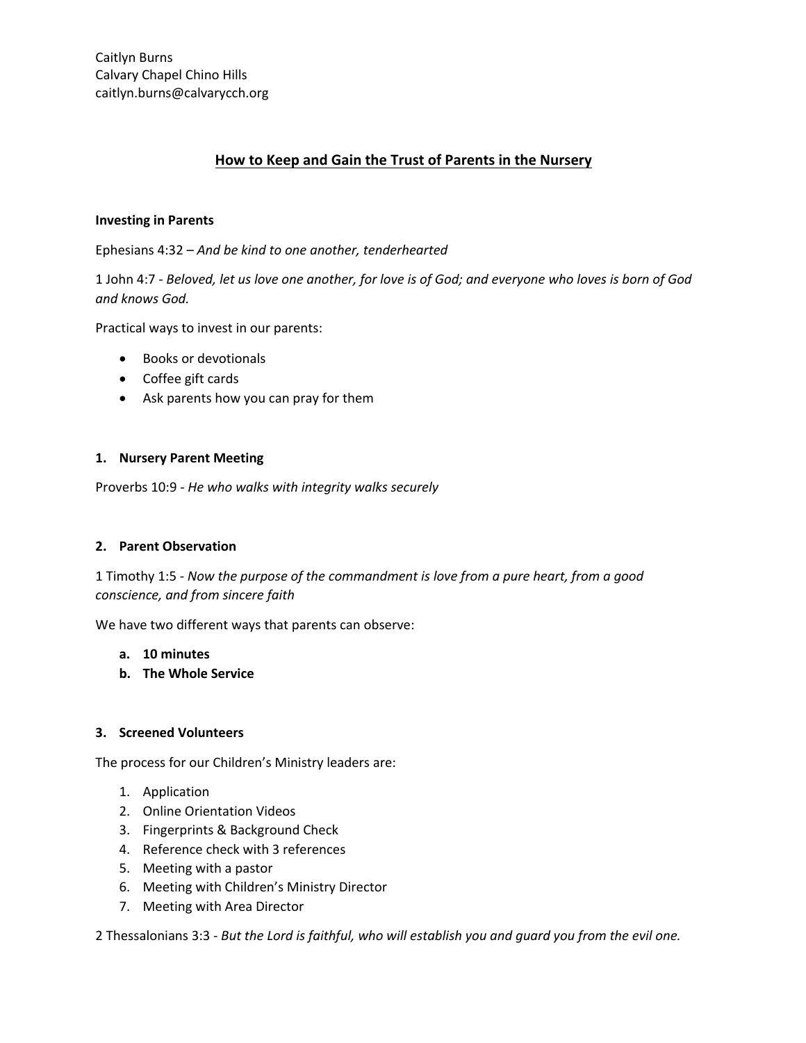Caitlyn Burns
Calvary Chapel Chino Hills
caitlyn.burns@calvarycch.org

## How to Keep and Gain the Trust of Parents in the Nursery

**Investing in Parents**

Ephesians 4:32 – *And be kind to one another, tenderhearted*

1 John 4:7 - *Beloved, let us love one another, for love is of God; and everyone who loves is born of God and knows God.*

Practical ways to invest in our parents:

- Books or devotionals
- Coffee gift cards
- Ask parents how you can pray for them

**1. Nursery Parent Meeting**

Proverbs 10:9 - *He who walks with integrity walks securely*

**2. Parent Observation**

1 Timothy 1:5 - *Now the purpose of the commandment is love from a pure heart, from a good conscience, and from sincere faith*

We have two different ways that parents can observe:

a. **10 minutes**
b. **The Whole Service**

**3. Screened Volunteers**

The process for our Children's Ministry leaders are:

1. Application
2. Online Orientation Videos
3. Fingerprints & Background Check
4. Reference check with 3 references
5. Meeting with a pastor
6. Meeting with Children's Ministry Director
7. Meeting with Area Director

2 Thessalonians 3:3 - *But the Lord is faithful, who will establish you and guard you from the evil one.*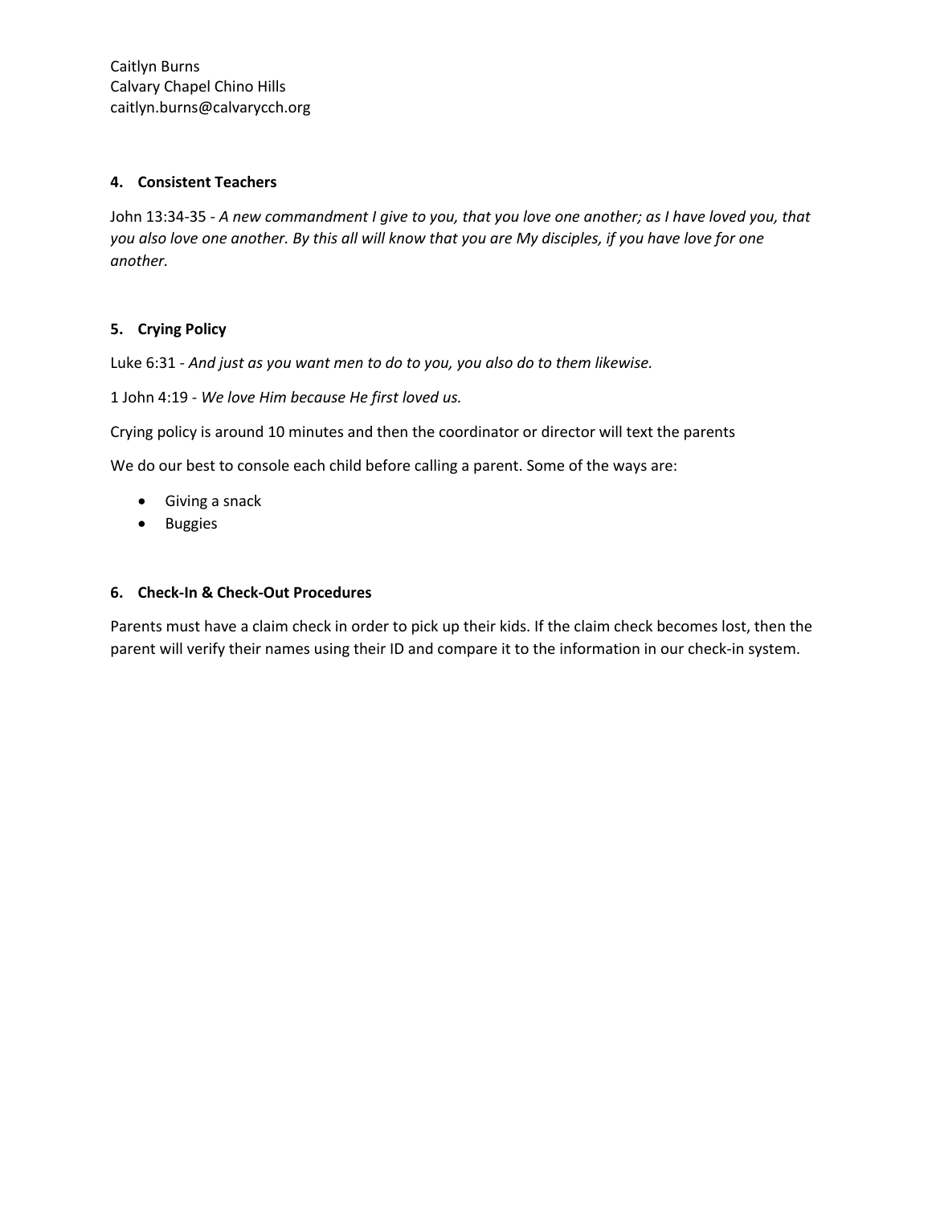Caitlyn Burns
Calvary Chapel Chino Hills
caitlyn.burns@calvarycch.org

**4. Consistent Teachers**

John 13:34-35 - *A new commandment I give to you, that you love one another; as I have loved you, that you also love one another. By this all will know that you are My disciples, if you have love for one another.*

**5. Crying Policy**

Luke 6:31 - *And just as you want men to do to you, you also do to them likewise.*

1 John 4:19 - *We love Him because He first loved us.*

Crying policy is around 10 minutes and then the coordinator or director will text the parents

We do our best to console each child before calling a parent. Some of the ways are:

- Giving a snack
- Buggies

**6. Check-In & Check-Out Procedures**

Parents must have a claim check in order to pick up their kids. If the claim check becomes lost, then the parent will verify their names using their ID and compare it to the information in our check-in system.